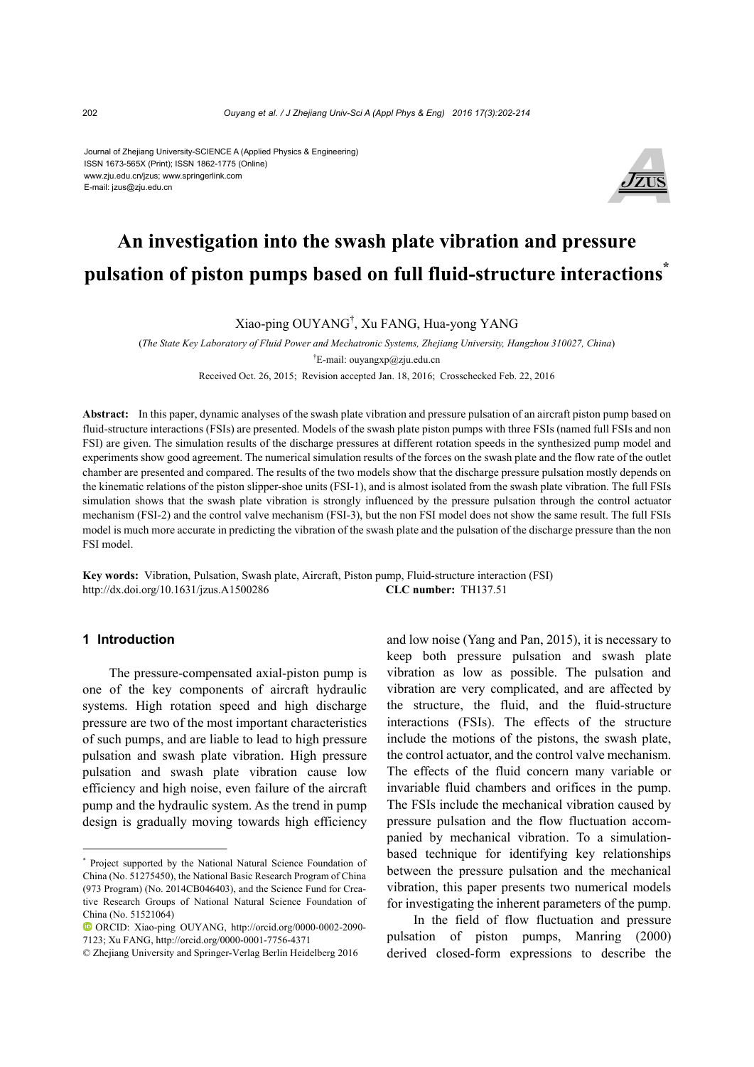Journal of Zhejiang University-SCIENCE A (Applied Physics & Engineering)
ISSN 1673-565X (Print); ISSN 1862-1775 (Online)
www.zju.edu.cn/jzus; www.springerlink.com
E-mail: jzus@zju.edu.cn

# An investigation into the swash plate vibration and pressure pulsation of piston pumps based on full fluid-structure interactions*

Xiao-ping OUYANG†, Xu FANG, Hua-yong YANG

(*The State Key Laboratory of Fluid Power and Mechatronic Systems, Zhejiang University, Hangzhou 310027, China*)

†E-mail: ouyangxp@zju.edu.cn

Received Oct. 26, 2015; Revision accepted Jan. 18, 2016; Crosschecked Feb. 22, 2016

**Abstract:** In this paper, dynamic analyses of the swash plate vibration and pressure pulsation of an aircraft piston pump based on fluid-structure interactions (FSIs) are presented. Models of the swash plate piston pumps with three FSIs (named full FSIs and non FSI) are given. The simulation results of the discharge pressures at different rotation speeds in the synthesized pump model and experiments show good agreement. The numerical simulation results of the forces on the swash plate and the flow rate of the outlet chamber are presented and compared. The results of the two models show that the discharge pressure pulsation mostly depends on the kinematic relations of the piston slipper-shoe units (FSI-1), and is almost isolated from the swash plate vibration. The full FSIs simulation shows that the swash plate vibration is strongly influenced by the pressure pulsation through the control actuator mechanism (FSI-2) and the control valve mechanism (FSI-3), but the non FSI model does not show the same result. The full FSIs model is much more accurate in predicting the vibration of the swash plate and the pulsation of the discharge pressure than the non FSI model.

**Key words:** Vibration, Pulsation, Swash plate, Aircraft, Piston pump, Fluid-structure interaction (FSI)
http://dx.doi.org/10.1631/jzus.A1500286 **CLC number:** TH137.51

## 1 Introduction

The pressure-compensated axial-piston pump is one of the key components of aircraft hydraulic systems. High rotation speed and high discharge pressure are two of the most important characteristics of such pumps, and are liable to lead to high pressure pulsation and swash plate vibration. High pressure pulsation and swash plate vibration cause low efficiency and high noise, even failure of the aircraft pump and the hydraulic system. As the trend in pump design is gradually moving towards high efficiency and low noise (Yang and Pan, 2015), it is necessary to keep both pressure pulsation and swash plate vibration as low as possible. The pulsation and vibration are very complicated, and are affected by the structure, the fluid, and the fluid-structure interactions (FSIs). The effects of the structure include the motions of the pistons, the swash plate, the control actuator, and the control valve mechanism. The effects of the fluid concern many variable or invariable fluid chambers and orifices in the pump. The FSIs include the mechanical vibration caused by pressure pulsation and the flow fluctuation accompanied by mechanical vibration. To a simulation-based technique for identifying key relationships between the pressure pulsation and the mechanical vibration, this paper presents two numerical models for investigating the inherent parameters of the pump.

In the field of flow fluctuation and pressure pulsation of piston pumps, Manring (2000) derived closed-form expressions to describe the

---

* Project supported by the National Natural Science Foundation of China (No. 51275450), the National Basic Research Program of China (973 Program) (No. 2014CB046403), and the Science Fund for Creative Research Groups of National Natural Science Foundation of China (No. 51521064)

ORCID: Xiao-ping OUYANG, http://orcid.org/0000-0002-2090-7123; Xu FANG, http://orcid.org/0000-0001-7756-4371

© Zhejiang University and Springer-Verlag Berlin Heidelberg 2016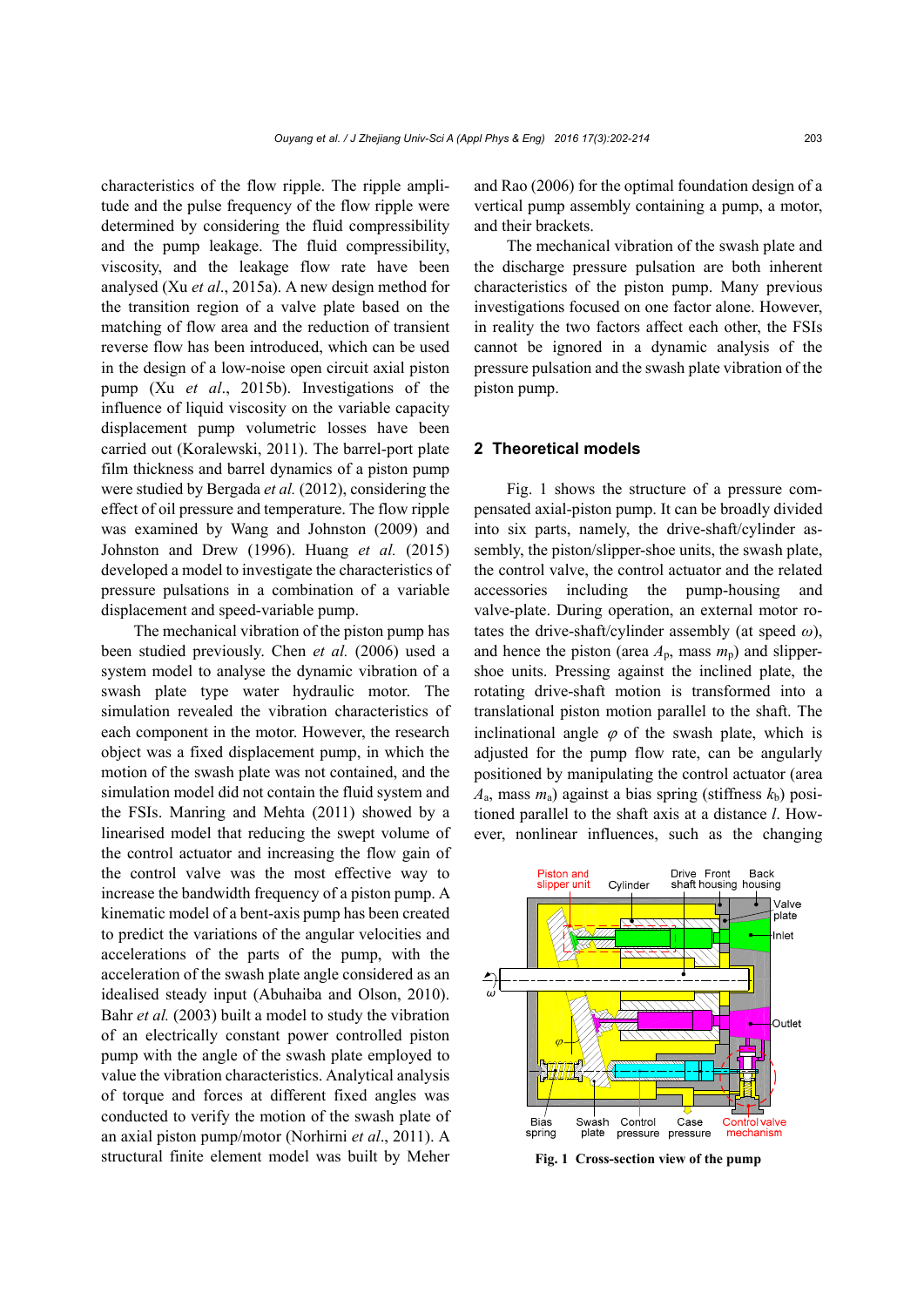characteristics of the flow ripple. The ripple amplitude and the pulse frequency of the flow ripple were determined by considering the fluid compressibility and the pump leakage. The fluid compressibility, viscosity, and the leakage flow rate have been analysed (Xu *et al*., 2015a). A new design method for the transition region of a valve plate based on the matching of flow area and the reduction of transient reverse flow has been introduced, which can be used in the design of a low-noise open circuit axial piston pump (Xu *et al*., 2015b). Investigations of the influence of liquid viscosity on the variable capacity displacement pump volumetric losses have been carried out (Koralewski, 2011). The barrel-port plate film thickness and barrel dynamics of a piston pump were studied by Bergada *et al.* (2012), considering the effect of oil pressure and temperature. The flow ripple was examined by Wang and Johnston (2009) and Johnston and Drew (1996). Huang *et al.* (2015) developed a model to investigate the characteristics of pressure pulsations in a combination of a variable displacement and speed-variable pump.

The mechanical vibration of the piston pump has been studied previously. Chen *et al.* (2006) used a system model to analyse the dynamic vibration of a swash plate type water hydraulic motor. The simulation revealed the vibration characteristics of each component in the motor. However, the research object was a fixed displacement pump, in which the motion of the swash plate was not contained, and the simulation model did not contain the fluid system and the FSIs. Manring and Mehta (2011) showed by a linearised model that reducing the swept volume of the control actuator and increasing the flow gain of the control valve was the most effective way to increase the bandwidth frequency of a piston pump. A kinematic model of a bent-axis pump has been created to predict the variations of the angular velocities and accelerations of the parts of the pump, with the acceleration of the swash plate angle considered as an idealised steady input (Abuhaiba and Olson, 2010). Bahr *et al.* (2003) built a model to study the vibration of an electrically constant power controlled piston pump with the angle of the swash plate employed to value the vibration characteristics. Analytical analysis of torque and forces at different fixed angles was conducted to verify the motion of the swash plate of an axial piston pump/motor (Norhirni *et al*., 2011). A structural finite element model was built by Meher and Rao (2006) for the optimal foundation design of a vertical pump assembly containing a pump, a motor, and their brackets.

The mechanical vibration of the swash plate and the discharge pressure pulsation are both inherent characteristics of the piston pump. Many previous investigations focused on one factor alone. However, in reality the two factors affect each other, the FSIs cannot be ignored in a dynamic analysis of the pressure pulsation and the swash plate vibration of the piston pump.

## 2 Theoretical models

Fig. 1 shows the structure of a pressure compensated axial-piston pump. It can be broadly divided into six parts, namely, the drive-shaft/cylinder assembly, the piston/slipper-shoe units, the swash plate, the control valve, the control actuator and the related accessories including the pump-housing and valve-plate. During operation, an external motor rotates the drive-shaft/cylinder assembly (at speed $\omega$), and hence the piston (area $A_p$, mass $m_p$) and slipper-shoe units. Pressing against the inclined plate, the rotating drive-shaft motion is transformed into a translational piston motion parallel to the shaft. The inclinational angle $\varphi$ of the swash plate, which is adjusted for the pump flow rate, can be angularly positioned by manipulating the control actuator (area $A_a$, mass $m_a$) against a bias spring (stiffness $k_b$) positioned parallel to the shaft axis at a distance $l$. However, nonlinear influences, such as the changing

**Fig. 1 Cross-section view of the pump**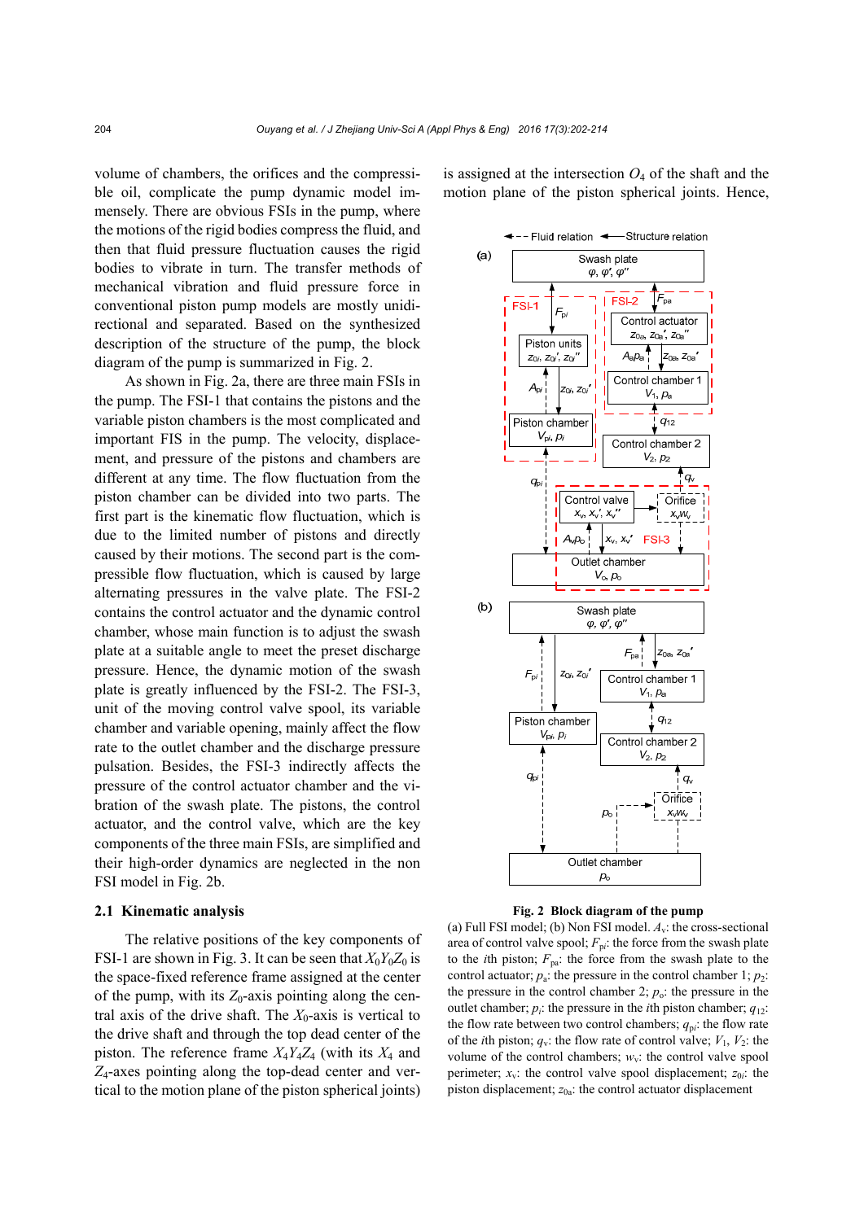volume of chambers, the orifices and the compressible oil, complicate the pump dynamic model immensely. There are obvious FSIs in the pump, where the motions of the rigid bodies compress the fluid, and then that fluid pressure fluctuation causes the rigid bodies to vibrate in turn. The transfer methods of mechanical vibration and fluid pressure force in conventional piston pump models are mostly unidirectional and separated. Based on the synthesized description of the structure of the pump, the block diagram of the pump is summarized in Fig. 2.

As shown in Fig. 2a, there are three main FSIs in the pump. The FSI-1 that contains the pistons and the variable piston chambers is the most complicated and important FIS in the pump. The velocity, displacement, and pressure of the pistons and chambers are different at any time. The flow fluctuation from the piston chamber can be divided into two parts. The first part is the kinematic flow fluctuation, which is due to the limited number of pistons and directly caused by their motions. The second part is the compressible flow fluctuation, which is caused by large alternating pressures in the valve plate. The FSI-2 contains the control actuator and the dynamic control chamber, whose main function is to adjust the swash plate at a suitable angle to meet the preset discharge pressure. Hence, the dynamic motion of the swash plate is greatly influenced by the FSI-2. The FSI-3, unit of the moving control valve spool, its variable chamber and variable opening, mainly affect the flow rate to the outlet chamber and the discharge pressure pulsation. Besides, the FSI-3 indirectly affects the pressure of the control actuator chamber and the vibration of the swash plate. The pistons, the control actuator, and the control valve, which are the key components of the three main FSIs, are simplified and their high-order dynamics are neglected in the non FSI model in Fig. 2b.

## 2.1 Kinematic analysis

The relative positions of the key components of FSI-1 are shown in Fig. 3. It can be seen that $X_0Y_0Z_0$ is the space-fixed reference frame assigned at the center of the pump, with its $Z_0$-axis pointing along the central axis of the drive shaft. The $X_0$-axis is vertical to the drive shaft and through the top dead center of the piston. The reference frame $X_4Y_4Z_4$ (with its $X_4$ and $Z_4$-axes pointing along the top-dead center and vertical to the motion plane of the piston spherical joints) is assigned at the intersection $O_4$ of the shaft and the motion plane of the piston spherical joints. Hence,

**Fig. 2 Block diagram of the pump**

(a) Full FSI model; (b) Non FSI model. $A_v$: the cross-sectional area of control valve spool; $F_{pi}$: the force from the swash plate to the $i$th piston; $F_{pa}$: the force from the swash plate to the control actuator; $p_a$: the pressure in the control chamber 1; $p_2$: the pressure in the control chamber 2; $p_o$: the pressure in the outlet chamber; $p_i$: the pressure in the $i$th piston chamber; $q_{12}$: the flow rate between two control chambers; $q_{pi}$: the flow rate of the $i$th piston; $q_v$: the flow rate of control valve; $V_1$, $V_2$: the volume of the control chambers; $w_v$: the control valve spool perimeter; $x_v$: the control valve spool displacement; $z_{0i}$: the piston displacement; $z_{0a}$: the control actuator displacement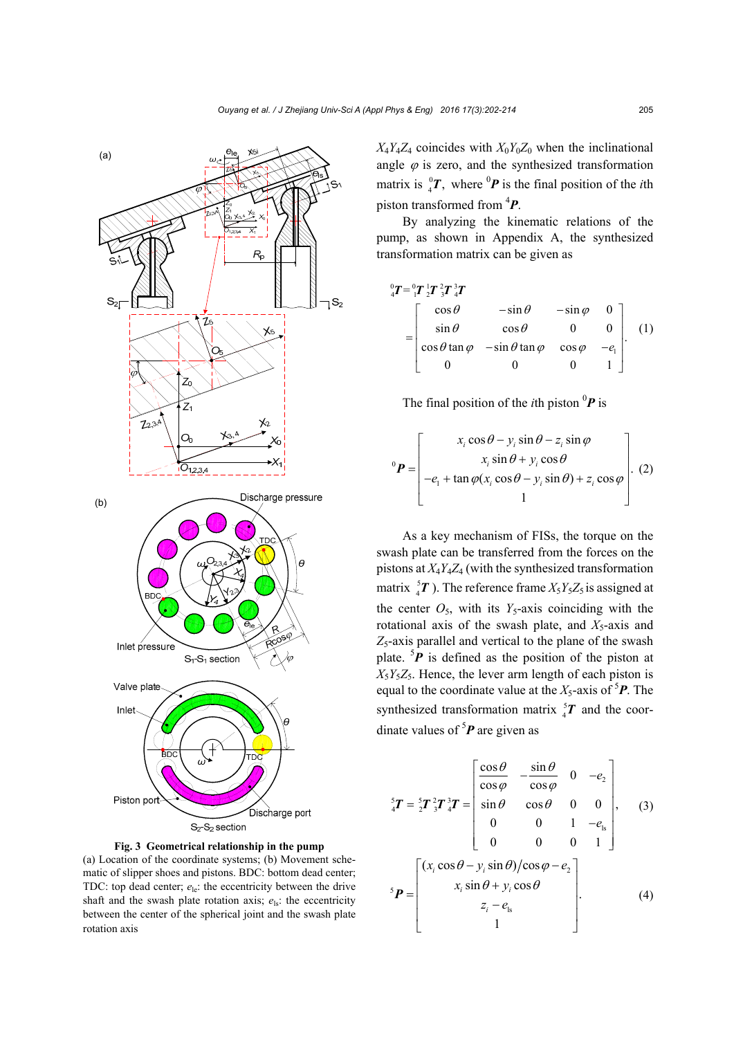**Fig. 3 Geometrical relationship in the pump**

(a) Location of the coordinate systems; (b) Movement schematic of slipper shoes and pistons. BDC: bottom dead center; TDC: top dead center; $e_{le}$: the eccentricity between the drive shaft and the swash plate rotation axis; $e_{ls}$: the eccentricity between the center of the spherical joint and the swash plate rotation axis

$X_4Y_4Z_4$ coincides with $X_0Y_0Z_0$ when the inclinational angle $\varphi$ is zero, and the synthesized transformation matrix is ${}^0_4\boldsymbol{T}$, where ${}^0\boldsymbol{P}$ is the final position of the $i$th piston transformed from ${}^4\boldsymbol{P}$.

By analyzing the kinematic relations of the pump, as shown in Appendix A, the synthesized transformation matrix can be given as

$$
{}^0_4\boldsymbol{T} = {}^0_1\boldsymbol{T}\,{}^1_2\boldsymbol{T}\,{}^2_3\boldsymbol{T}\,{}^3_4\boldsymbol{T}
= \begin{bmatrix} \cos\theta & -\sin\theta & -\sin\varphi & 0 \\ \sin\theta & \cos\theta & 0 & 0 \\ \cos\theta\tan\varphi & -\sin\theta\tan\varphi & \cos\varphi & -e_1 \\ 0 & 0 & 0 & 1 \end{bmatrix}. \quad (1)
$$

The final position of the $i$th piston ${}^0\boldsymbol{P}$ is

$$
{}^0\boldsymbol{P} = \begin{bmatrix} x_i\cos\theta - y_i\sin\theta - z_i\sin\varphi \\ x_i\sin\theta + y_i\cos\theta \\ -e_1 + \tan\varphi(x_i\cos\theta - y_i\sin\theta) + z_i\cos\varphi \\ 1 \end{bmatrix}. \quad (2)
$$

As a key mechanism of FISs, the torque on the swash plate can be transferred from the forces on the pistons at $X_4Y_4Z_4$ (with the synthesized transformation matrix ${}^5_4\boldsymbol{T}$). The reference frame $X_5Y_5Z_5$ is assigned at the center $O_5$, with its $Y_5$-axis coinciding with the rotational axis of the swash plate, and $X_5$-axis and $Z_5$-axis parallel and vertical to the plane of the swash plate. ${}^5\boldsymbol{P}$ is defined as the position of the piston at $X_5Y_5Z_5$. Hence, the lever arm length of each piston is equal to the coordinate value at the $X_5$-axis of ${}^5\boldsymbol{P}$. The synthesized transformation matrix ${}^5_4\boldsymbol{T}$ and the coordinate values of ${}^5\boldsymbol{P}$ are given as

$$
{}^5_4\boldsymbol{T} = {}^5_2\boldsymbol{T}\,{}^2_3\boldsymbol{T}\,{}^3_4\boldsymbol{T} = \begin{bmatrix} \dfrac{\cos\theta}{\cos\varphi} & -\dfrac{\sin\theta}{\cos\varphi} & 0 & -e_2 \\ \sin\theta & \cos\theta & 0 & 0 \\ 0 & 0 & 1 & -e_{ls} \\ 0 & 0 & 0 & 1 \end{bmatrix}, \quad (3)
$$

$$
{}^5\boldsymbol{P} = \begin{bmatrix} (x_i\cos\theta - y_i\sin\theta)/\cos\varphi - e_2 \\ x_i\sin\theta + y_i\cos\theta \\ z_i - e_{ls} \\ 1 \end{bmatrix}. \quad (4)
$$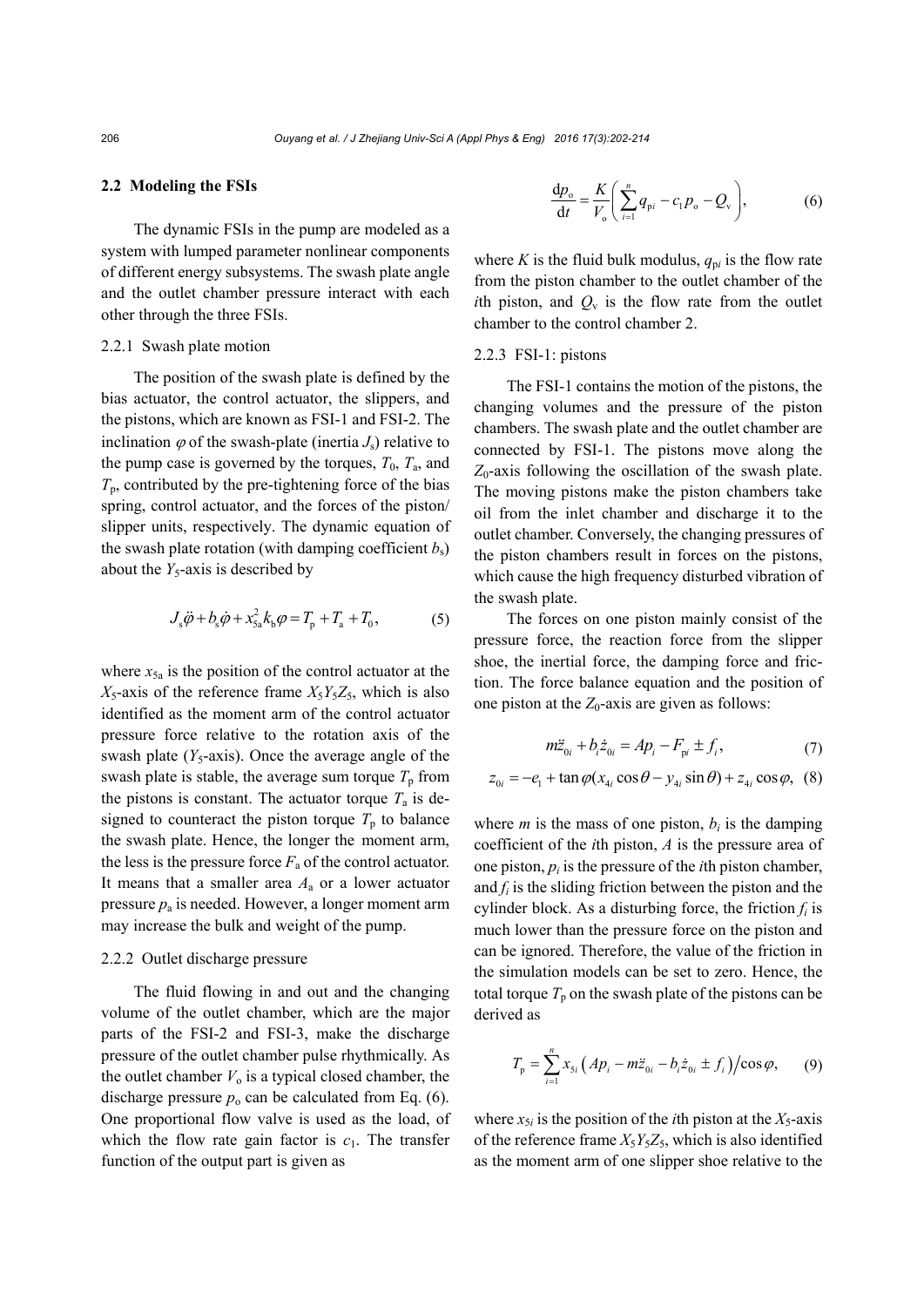### 2.2 Modeling the FSIs

The dynamic FSIs in the pump are modeled as a system with lumped parameter nonlinear components of different energy subsystems. The swash plate angle and the outlet chamber pressure interact with each other through the three FSIs.

#### 2.2.1 Swash plate motion

The position of the swash plate is defined by the bias actuator, the control actuator, the slippers, and the pistons, which are known as FSI-1 and FSI-2. The inclination $\varphi$ of the swash-plate (inertia $J_s$) relative to the pump case is governed by the torques, $T_0$, $T_a$, and $T_p$, contributed by the pre-tightening force of the bias spring, control actuator, and the forces of the piston/slipper units, respectively. The dynamic equation of the swash plate rotation (with damping coefficient $b_s$) about the $Y_5$-axis is described by

$$J_s\ddot{\varphi}+b_s\dot{\varphi}+x_{5a}^2k_b\varphi=T_p+T_a+T_0, \tag{5}$$

where $x_{5a}$ is the position of the control actuator at the $X_5$-axis of the reference frame $X_5Y_5Z_5$, which is also identified as the moment arm of the control actuator pressure force relative to the rotation axis of the swash plate ($Y_5$-axis). Once the average angle of the swash plate is stable, the average sum torque $T_p$ from the pistons is constant. The actuator torque $T_a$ is designed to counteract the piston torque $T_p$ to balance the swash plate. Hence, the longer the moment arm, the less is the pressure force $F_a$ of the control actuator. It means that a smaller area $A_a$ or a lower actuator pressure $p_a$ is needed. However, a longer moment arm may increase the bulk and weight of the pump.

#### 2.2.2 Outlet discharge pressure

The fluid flowing in and out and the changing volume of the outlet chamber, which are the major parts of the FSI-2 and FSI-3, make the discharge pressure of the outlet chamber pulse rhythmically. As the outlet chamber $V_o$ is a typical closed chamber, the discharge pressure $p_o$ can be calculated from Eq. (6). One proportional flow valve is used as the load, of which the flow rate gain factor is $c_1$. The transfer function of the output part is given as

$$\frac{\mathrm{d}p_o}{\mathrm{d}t}=\frac{K}{V_o}\left(\sum_{i=1}^{n}q_{pi}-c_1p_o-Q_v\right), \tag{6}$$

where $K$ is the fluid bulk modulus, $q_{pi}$ is the flow rate from the piston chamber to the outlet chamber of the $i$th piston, and $Q_v$ is the flow rate from the outlet chamber to the control chamber 2.

#### 2.2.3 FSI-1: pistons

The FSI-1 contains the motion of the pistons, the changing volumes and the pressure of the piston chambers. The swash plate and the outlet chamber are connected by FSI-1. The pistons move along the $Z_0$-axis following the oscillation of the swash plate. The moving pistons make the piston chambers take oil from the inlet chamber and discharge it to the outlet chamber. Conversely, the changing pressures of the piston chambers result in forces on the pistons, which cause the high frequency disturbed vibration of the swash plate.

The forces on one piston mainly consist of the pressure force, the reaction force from the slipper shoe, the inertial force, the damping force and friction. The force balance equation and the position of one piston at the $Z_0$-axis are given as follows:

$$m\ddot{z}_{0i}+b_i\dot{z}_{0i}=Ap_i-F_{pi}\pm f_i, \tag{7}$$

$$z_{0i}=-e_1+\tan\varphi(x_{4i}\cos\theta-y_{4i}\sin\theta)+z_{4i}\cos\varphi, \tag{8}$$

where $m$ is the mass of one piston, $b_i$ is the damping coefficient of the $i$th piston, $A$ is the pressure area of one piston, $p_i$ is the pressure of the $i$th piston chamber, and $f_i$ is the sliding friction between the piston and the cylinder block. As a disturbing force, the friction $f_i$ is much lower than the pressure force on the piston and can be ignored. Therefore, the value of the friction in the simulation models can be set to zero. Hence, the total torque $T_p$ on the swash plate of the pistons can be derived as

$$T_p=\sum_{i=1}^{n}x_{5i}\left(Ap_i-m\ddot{z}_{0i}-b_i\dot{z}_{0i}\pm f_i\right)\Big/\cos\varphi, \tag{9}$$

where $x_{5i}$ is the position of the $i$th piston at the $X_5$-axis of the reference frame $X_5Y_5Z_5$, which is also identified as the moment arm of one slipper shoe relative to the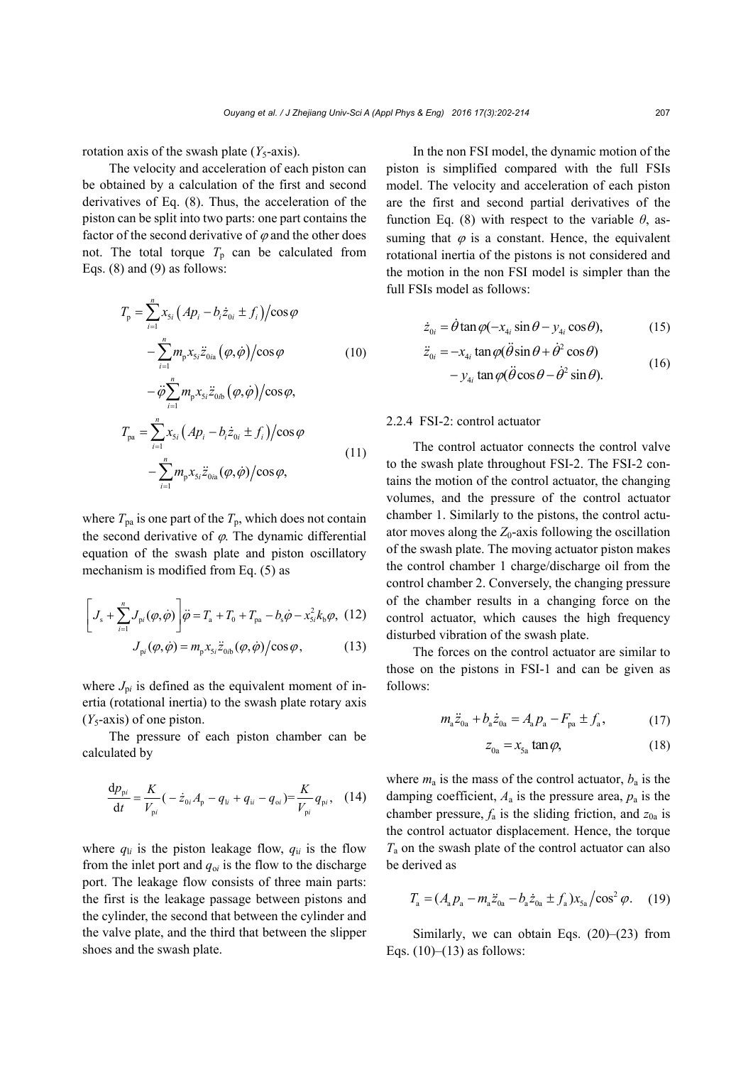rotation axis of the swash plate ($Y_5$-axis).

The velocity and acceleration of each piston can be obtained by a calculation of the first and second derivatives of Eq. (8). Thus, the acceleration of the piston can be split into two parts: one part contains the factor of the second derivative of $\varphi$ and the other does not. The total torque $T_\mathrm{p}$ can be calculated from Eqs. (8) and (9) as follows:

$$
\begin{aligned}
T_\mathrm{p} &= \sum_{i=1}^{n} x_{5i}\left(Ap_i - b_i \dot{z}_{0i} \pm f_i\right)\big/\cos\varphi \\
&\quad - \sum_{i=1}^{n} m_\mathrm{p} x_{5i} \ddot{z}_{0i\mathrm{a}}\left(\varphi, \dot{\varphi}\right)\big/\cos\varphi \\
&\quad - \ddot{\varphi}\sum_{i=1}^{n} m_\mathrm{p} x_{5i} \ddot{z}_{0i\mathrm{b}}\left(\varphi, \dot{\varphi}\right)\big/\cos\varphi,
\end{aligned} \tag{10}
$$

$$
\begin{aligned}
T_\mathrm{pa} &= \sum_{i=1}^{n} x_{5i}\left(Ap_i - b_i \dot{z}_{0i} \pm f_i\right)\big/\cos\varphi \\
&\quad - \sum_{i=1}^{n} m_\mathrm{p} x_{5i} \ddot{z}_{0i\mathrm{a}}(\varphi, \dot{\varphi})\big/\cos\varphi,
\end{aligned} \tag{11}
$$

where $T_\mathrm{pa}$ is one part of the $T_\mathrm{p}$, which does not contain the second derivative of $\varphi$. The dynamic differential equation of the swash plate and piston oscillatory mechanism is modified from Eq. (5) as

$$
\left[J_\mathrm{s} + \sum_{i=1}^{n} J_{\mathrm{p}i}(\varphi, \dot{\varphi})\right]\ddot{\varphi} = T_\mathrm{a} + T_0 + T_\mathrm{pa} - b_\mathrm{s}\dot{\varphi} - x_{5i}^2 k_\mathrm{b}\varphi, \tag{12}
$$

$$
J_{\mathrm{p}i}(\varphi, \dot{\varphi}) = m_\mathrm{p} x_{5i} \ddot{z}_{0i\mathrm{b}}(\varphi, \dot{\varphi})\big/\cos\varphi, \tag{13}
$$

where $J_{\mathrm{p}i}$ is defined as the equivalent moment of inertia (rotational inertia) to the swash plate rotary axis ($Y_5$-axis) of one piston.

The pressure of each piston chamber can be calculated by

$$
\frac{\mathrm{d}p_{\mathrm{p}i}}{\mathrm{d}t} = \frac{K}{V_{\mathrm{p}i}}(-\dot{z}_{0i}A_\mathrm{p} - q_{\mathrm{l}i} + q_{\mathrm{i}i} - q_{\mathrm{o}i}) = \frac{K}{V_{\mathrm{p}i}} q_{\mathrm{p}i}, \tag{14}
$$

where $q_{\mathrm{l}i}$ is the piston leakage flow, $q_{\mathrm{i}i}$ is the flow from the inlet port and $q_{\mathrm{o}i}$ is the flow to the discharge port. The leakage flow consists of three main parts: the first is the leakage passage between pistons and the cylinder, the second that between the cylinder and the valve plate, and the third that between the slipper shoes and the swash plate.

In the non FSI model, the dynamic motion of the piston is simplified compared with the full FSIs model. The velocity and acceleration of each piston are the first and second partial derivatives of the function Eq. (8) with respect to the variable $\theta$, assuming that $\varphi$ is a constant. Hence, the equivalent rotational inertia of the pistons is not considered and the motion in the non FSI model is simpler than the full FSIs model as follows:

$$
\dot{z}_{0i} = \dot{\theta}\tan\varphi(-x_{4i}\sin\theta - y_{4i}\cos\theta), \tag{15}
$$

$$
\begin{aligned}
\ddot{z}_{0i} &= -x_{4i}\tan\varphi(\ddot{\theta}\sin\theta + \dot{\theta}^2\cos\theta) \\
&\quad - y_{4i}\tan\varphi(\ddot{\theta}\cos\theta - \dot{\theta}^2\sin\theta).
\end{aligned} \tag{16}
$$

### 2.2.4 FSI-2: control actuator

The control actuator connects the control valve to the swash plate throughout FSI-2. The FSI-2 contains the motion of the control actuator, the changing volumes, and the pressure of the control actuator chamber 1. Similarly to the pistons, the control actuator moves along the $Z_0$-axis following the oscillation of the swash plate. The moving actuator piston makes the control chamber 1 charge/discharge oil from the control chamber 2. Conversely, the changing pressure of the chamber results in a changing force on the control actuator, which causes the high frequency disturbed vibration of the swash plate.

The forces on the control actuator are similar to those on the pistons in FSI-1 and can be given as follows:

$$
m_\mathrm{a}\ddot{z}_{0\mathrm{a}} + b_\mathrm{a}\dot{z}_{0\mathrm{a}} = A_\mathrm{a} p_\mathrm{a} - F_\mathrm{pa} \pm f_\mathrm{a}, \tag{17}
$$

$$
z_{0\mathrm{a}} = x_{5\mathrm{a}}\tan\varphi, \tag{18}
$$

where $m_\mathrm{a}$ is the mass of the control actuator, $b_\mathrm{a}$ is the damping coefficient, $A_\mathrm{a}$ is the pressure area, $p_\mathrm{a}$ is the chamber pressure, $f_\mathrm{a}$ is the sliding friction, and $z_{0\mathrm{a}}$ is the control actuator displacement. Hence, the torque $T_\mathrm{a}$ on the swash plate of the control actuator can also be derived as

$$
T_\mathrm{a} = (A_\mathrm{a} p_\mathrm{a} - m_\mathrm{a}\ddot{z}_{0\mathrm{a}} - b_\mathrm{a}\dot{z}_{0\mathrm{a}} \pm f_\mathrm{a}) x_{5\mathrm{a}} \big/ \cos^2\varphi. \tag{19}
$$

Similarly, we can obtain Eqs. (20)–(23) from Eqs. (10)–(13) as follows: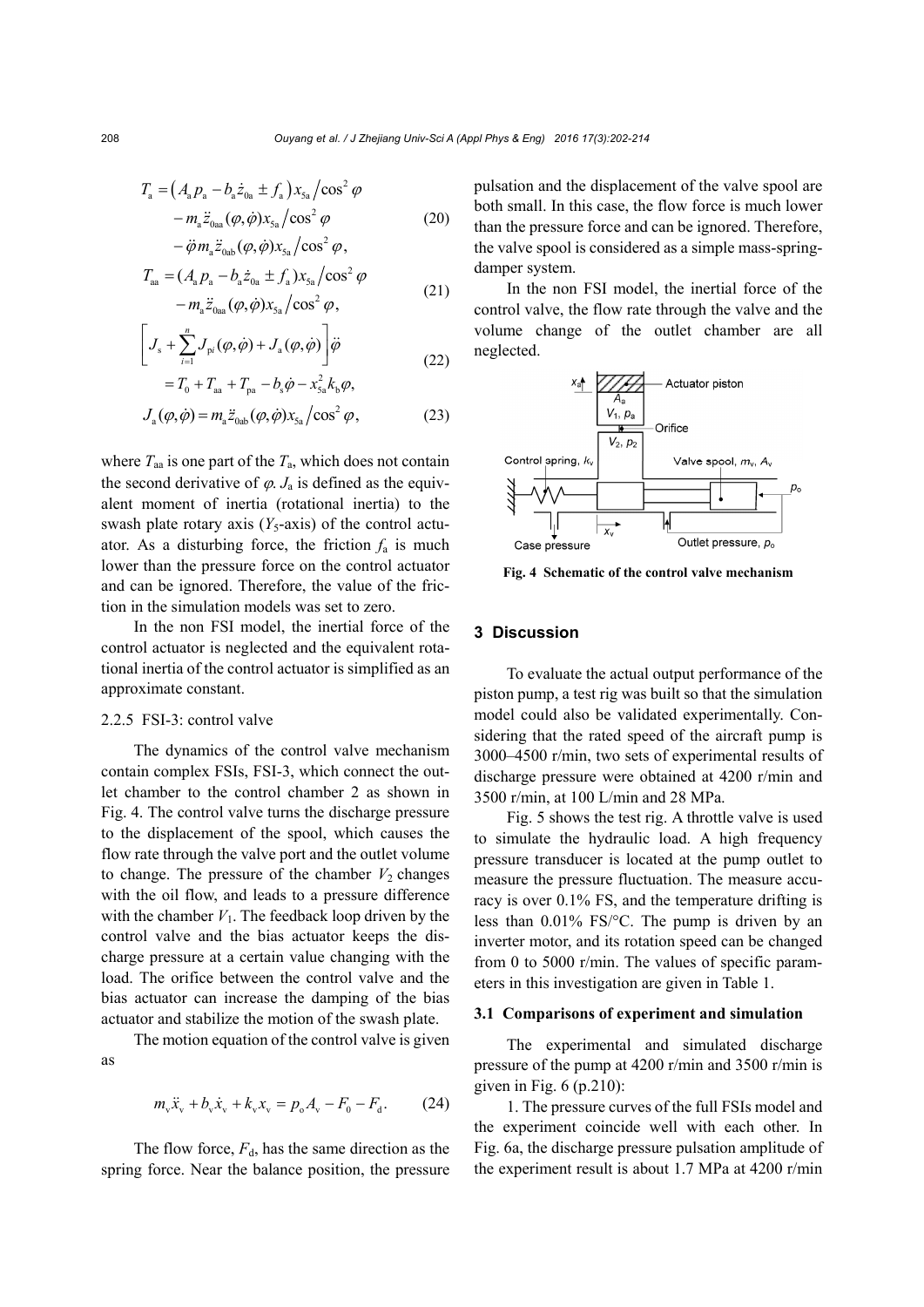$$T_a = \left(A_a p_a - b_a \dot{z}_{0a} \pm f_a\right) x_{5a} \big/ \cos^2\varphi - m_a \ddot{z}_{0aa}(\varphi,\dot{\varphi}) x_{5a} \big/ \cos^2\varphi - \ddot{\varphi} m_a \ddot{z}_{0ab}(\varphi,\dot{\varphi}) x_{5a} \big/ \cos^2\varphi, \tag{20}$$

$$T_{aa} = (A_a p_a - b_a \dot{z}_{0a} \pm f_a) x_{5a} \big/ \cos^2\varphi - m_a \ddot{z}_{0aa}(\varphi,\dot{\varphi}) x_{5a} \big/ \cos^2\varphi, \tag{21}$$

$$\left[J_s + \sum_{i=1}^{n} J_{pi}(\varphi,\dot{\varphi}) + J_a(\varphi,\dot{\varphi})\right]\ddot{\varphi} = T_0 + T_{aa} + T_{pa} - b_s \dot{\varphi} - x_{5a}^2 k_b \varphi, \tag{22}$$

$$J_a(\varphi,\dot{\varphi}) = m_a \ddot{z}_{0ab}(\varphi,\dot{\varphi}) x_{5a} \big/ \cos^2\varphi, \tag{23}$$

where $T_{aa}$ is one part of the $T_a$, which does not contain the second derivative of $\varphi$. $J_a$ is defined as the equivalent moment of inertia (rotational inertia) to the swash plate rotary axis ($Y_5$-axis) of the control actuator. As a disturbing force, the friction $f_a$ is much lower than the pressure force on the control actuator and can be ignored. Therefore, the value of the friction in the simulation models was set to zero.

In the non FSI model, the inertial force of the control actuator is neglected and the equivalent rotational inertia of the control actuator is simplified as an approximate constant.

#### 2.2.5 FSI-3: control valve

The dynamics of the control valve mechanism contain complex FSIs, FSI-3, which connect the outlet chamber to the control chamber 2 as shown in Fig. 4. The control valve turns the discharge pressure to the displacement of the spool, which causes the flow rate through the valve port and the outlet volume to change. The pressure of the chamber $V_2$ changes with the oil flow, and leads to a pressure difference with the chamber $V_1$. The feedback loop driven by the control valve and the bias actuator keeps the discharge pressure at a certain value changing with the load. The orifice between the control valve and the bias actuator can increase the damping of the bias actuator and stabilize the motion of the swash plate.

The motion equation of the control valve is given as

$$m_v \ddot{x}_v + b_v \dot{x}_v + k_v x_v = p_o A_v - F_0 - F_d. \tag{24}$$

The flow force, $F_d$, has the same direction as the spring force. Near the balance position, the pressure pulsation and the displacement of the valve spool are both small. In this case, the flow force is much lower than the pressure force and can be ignored. Therefore, the valve spool is considered as a simple mass-spring-damper system.

In the non FSI model, the inertial force of the control valve, the flow rate through the valve and the volume change of the outlet chamber are all neglected.

Fig. 4 Schematic of the control valve mechanism

## 3 Discussion

To evaluate the actual output performance of the piston pump, a test rig was built so that the simulation model could also be validated experimentally. Considering that the rated speed of the aircraft pump is 3000–4500 r/min, two sets of experimental results of discharge pressure were obtained at 4200 r/min and 3500 r/min, at 100 L/min and 28 MPa.

Fig. 5 shows the test rig. A throttle valve is used to simulate the hydraulic load. A high frequency pressure transducer is located at the pump outlet to measure the pressure fluctuation. The measure accuracy is over 0.1% FS, and the temperature drifting is less than 0.01% FS/°C. The pump is driven by an inverter motor, and its rotation speed can be changed from 0 to 5000 r/min. The values of specific parameters in this investigation are given in Table 1.

### 3.1 Comparisons of experiment and simulation

The experimental and simulated discharge pressure of the pump at 4200 r/min and 3500 r/min is given in Fig. 6 (p.210):

1. The pressure curves of the full FSIs model and the experiment coincide well with each other. In Fig. 6a, the discharge pressure pulsation amplitude of the experiment result is about 1.7 MPa at 4200 r/min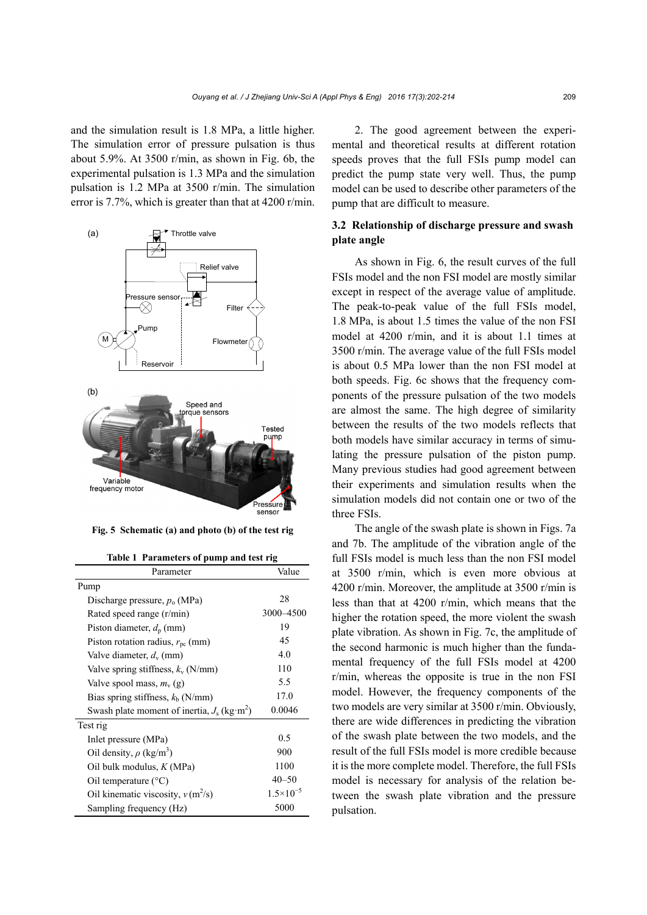and the simulation result is 1.8 MPa, a little higher. The simulation error of pressure pulsation is thus about 5.9%. At 3500 r/min, as shown in Fig. 6b, the experimental pulsation is 1.3 MPa and the simulation pulsation is 1.2 MPa at 3500 r/min. The simulation error is 7.7%, which is greater than that at 4200 r/min.

**Fig. 5 Schematic (a) and photo (b) of the test rig**

**Table 1 Parameters of pump and test rig**

| Parameter | Value |
|---|---|
| Pump | |
| Discharge pressure, $p_o$ (MPa) | 28 |
| Rated speed range (r/min) | 3000–4500 |
| Piston diameter, $d_p$ (mm) | 19 |
| Piston rotation radius, $r_{pc}$ (mm) | 45 |
| Valve diameter, $d_v$ (mm) | 4.0 |
| Valve spring stiffness, $k_v$ (N/mm) | 110 |
| Valve spool mass, $m_v$ (g) | 5.5 |
| Bias spring stiffness, $k_b$ (N/mm) | 17.0 |
| Swash plate moment of inertia, $J_s$ (kg·m$^2$) | 0.0046 |
| Test rig | |
| Inlet pressure (MPa) | 0.5 |
| Oil density, $\rho$ (kg/m$^3$) | 900 |
| Oil bulk modulus, $K$ (MPa) | 1100 |
| Oil temperature (°C) | 40–50 |
| Oil kinematic viscosity, $v$ (m$^2$/s) | $1.5\times10^{-5}$ |
| Sampling frequency (Hz) | 5000 |

2. The good agreement between the experimental and theoretical results at different rotation speeds proves that the full FSIs pump model can predict the pump state very well. Thus, the pump model can be used to describe other parameters of the pump that are difficult to measure.

### 3.2 Relationship of discharge pressure and swash plate angle

As shown in Fig. 6, the result curves of the full FSIs model and the non FSI model are mostly similar except in respect of the average value of amplitude. The peak-to-peak value of the full FSIs model, 1.8 MPa, is about 1.5 times the value of the non FSI model at 4200 r/min, and it is about 1.1 times at 3500 r/min. The average value of the full FSIs model is about 0.5 MPa lower than the non FSI model at both speeds. Fig. 6c shows that the frequency components of the pressure pulsation of the two models are almost the same. The high degree of similarity between the results of the two models reflects that both models have similar accuracy in terms of simulating the pressure pulsation of the piston pump. Many previous studies had good agreement between their experiments and simulation results when the simulation models did not contain one or two of the three FSIs.

The angle of the swash plate is shown in Figs. 7a and 7b. The amplitude of the vibration angle of the full FSIs model is much less than the non FSI model at 3500 r/min, which is even more obvious at 4200 r/min. Moreover, the amplitude at 3500 r/min is less than that at 4200 r/min, which means that the higher the rotation speed, the more violent the swash plate vibration. As shown in Fig. 7c, the amplitude of the second harmonic is much higher than the fundamental frequency of the full FSIs model at 4200 r/min, whereas the opposite is true in the non FSI model. However, the frequency components of the two models are very similar at 3500 r/min. Obviously, there are wide differences in predicting the vibration of the swash plate between the two models, and the result of the full FSIs model is more credible because it is the more complete model. Therefore, the full FSIs model is necessary for analysis of the relation between the swash plate vibration and the pressure pulsation.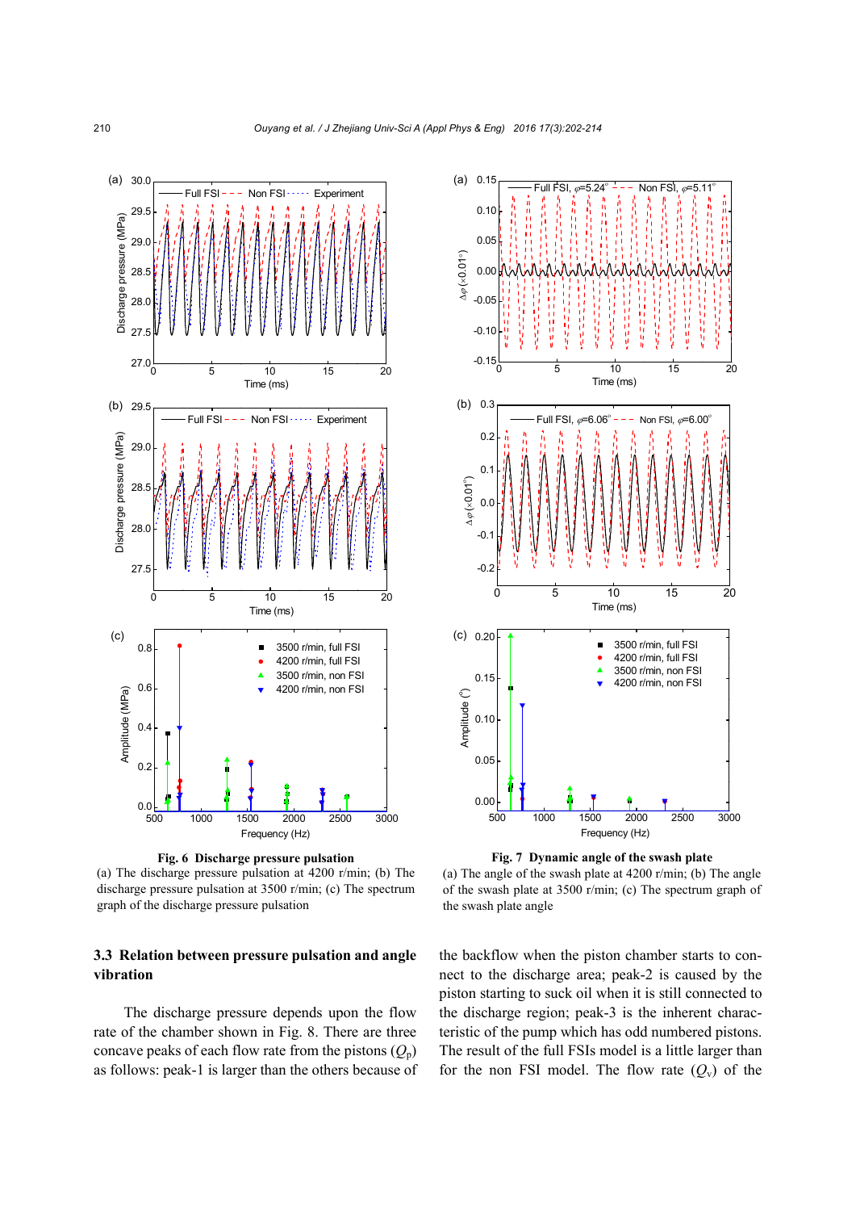**Fig. 6 Discharge pressure pulsation**

(a) The discharge pressure pulsation at 4200 r/min; (b) The discharge pressure pulsation at 3500 r/min; (c) The spectrum graph of the discharge pressure pulsation

**Fig. 7 Dynamic angle of the swash plate**

(a) The angle of the swash plate at 4200 r/min; (b) The angle of the swash plate at 3500 r/min; (c) The spectrum graph of the swash plate angle

### 3.3 Relation between pressure pulsation and angle vibration

The discharge pressure depends upon the flow rate of the chamber shown in Fig. 8. There are three concave peaks of each flow rate from the pistons ($Q_p$) as follows: peak-1 is larger than the others because of the backflow when the piston chamber starts to connect to the discharge area; peak-2 is caused by the piston starting to suck oil when it is still connected to the discharge region; peak-3 is the inherent characteristic of the pump which has odd numbered pistons. The result of the full FSIs model is a little larger than for the non FSI model. The flow rate ($Q_v$) of the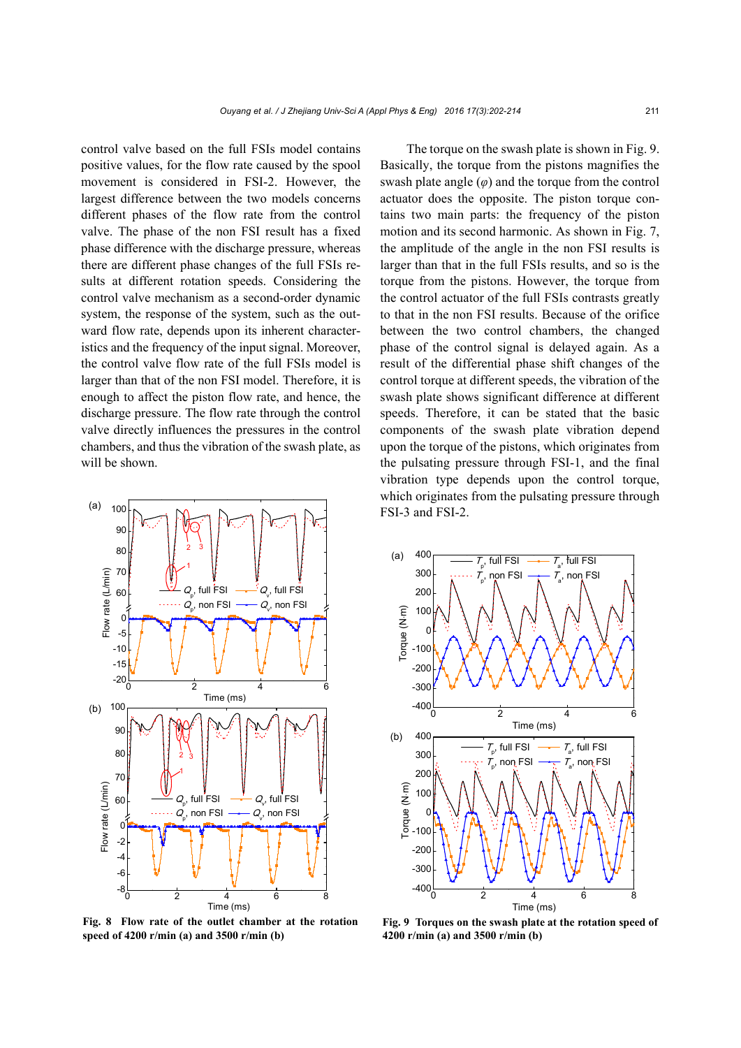control valve based on the full FSIs model contains positive values, for the flow rate caused by the spool movement is considered in FSI-2. However, the largest difference between the two models concerns different phases of the flow rate from the control valve. The phase of the non FSI result has a fixed phase difference with the discharge pressure, whereas there are different phase changes of the full FSIs results at different rotation speeds. Considering the control valve mechanism as a second-order dynamic system, the response of the system, such as the outward flow rate, depends upon its inherent characteristics and the frequency of the input signal. Moreover, the control valve flow rate of the full FSIs model is larger than that of the non FSI model. Therefore, it is enough to affect the piston flow rate, and hence, the discharge pressure. The flow rate through the control valve directly influences the pressures in the control chambers, and thus the vibration of the swash plate, as will be shown.

**Fig. 8 Flow rate of the outlet chamber at the rotation speed of 4200 r/min (a) and 3500 r/min (b)**

The torque on the swash plate is shown in Fig. 9. Basically, the torque from the pistons magnifies the swash plate angle ($\varphi$) and the torque from the control actuator does the opposite. The piston torque contains two main parts: the frequency of the piston motion and its second harmonic. As shown in Fig. 7, the amplitude of the angle in the non FSI results is larger than that in the full FSIs results, and so is the torque from the pistons. However, the torque from the control actuator of the full FSIs contrasts greatly to that in the non FSI results. Because of the orifice between the two control chambers, the changed phase of the control signal is delayed again. As a result of the differential phase shift changes of the control torque at different speeds, the vibration of the swash plate shows significant difference at different speeds. Therefore, it can be stated that the basic components of the swash plate vibration depend upon the torque of the pistons, which originates from the pulsating pressure through FSI-1, and the final vibration type depends upon the control torque, which originates from the pulsating pressure through FSI-3 and FSI-2.

**Fig. 9 Torques on the swash plate at the rotation speed of 4200 r/min (a) and 3500 r/min (b)**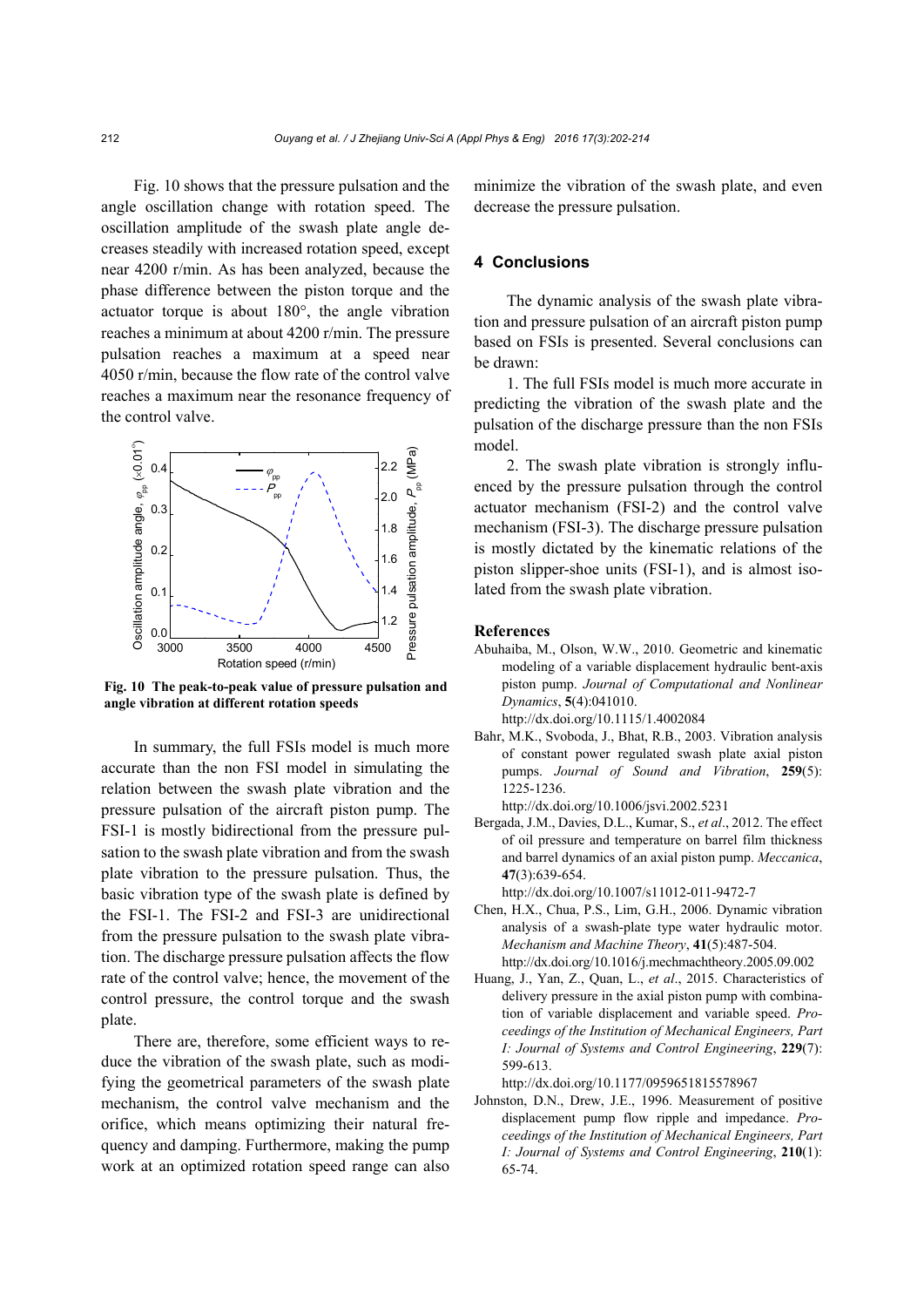Fig. 10 shows that the pressure pulsation and the angle oscillation change with rotation speed. The oscillation amplitude of the swash plate angle decreases steadily with increased rotation speed, except near 4200 r/min. As has been analyzed, because the phase difference between the piston torque and the actuator torque is about 180°, the angle vibration reaches a minimum at about 4200 r/min. The pressure pulsation reaches a maximum at a speed near 4050 r/min, because the flow rate of the control valve reaches a maximum near the resonance frequency of the control valve.

**Fig. 10 The peak-to-peak value of pressure pulsation and angle vibration at different rotation speeds**

In summary, the full FSIs model is much more accurate than the non FSI model in simulating the relation between the swash plate vibration and the pressure pulsation of the aircraft piston pump. The FSI-1 is mostly bidirectional from the pressure pulsation to the swash plate vibration and from the swash plate vibration to the pressure pulsation. Thus, the basic vibration type of the swash plate is defined by the FSI-1. The FSI-2 and FSI-3 are unidirectional from the pressure pulsation to the swash plate vibration. The discharge pressure pulsation affects the flow rate of the control valve; hence, the movement of the control pressure, the control torque and the swash plate.

There are, therefore, some efficient ways to reduce the vibration of the swash plate, such as modifying the geometrical parameters of the swash plate mechanism, the control valve mechanism and the orifice, which means optimizing their natural frequency and damping. Furthermore, making the pump work at an optimized rotation speed range can also minimize the vibration of the swash plate, and even decrease the pressure pulsation.

## 4 Conclusions

The dynamic analysis of the swash plate vibration and pressure pulsation of an aircraft piston pump based on FSIs is presented. Several conclusions can be drawn:

1. The full FSIs model is much more accurate in predicting the vibration of the swash plate and the pulsation of the discharge pressure than the non FSIs model.

2. The swash plate vibration is strongly influenced by the pressure pulsation through the control actuator mechanism (FSI-2) and the control valve mechanism (FSI-3). The discharge pressure pulsation is mostly dictated by the kinematic relations of the piston slipper-shoe units (FSI-1), and is almost isolated from the swash plate vibration.

## References

Abuhaiba, M., Olson, W.W., 2010. Geometric and kinematic modeling of a variable displacement hydraulic bent-axis piston pump. *Journal of Computational and Nonlinear Dynamics*, **5**(4):041010.
http://dx.doi.org/10.1115/1.4002084

Bahr, M.K., Svoboda, J., Bhat, R.B., 2003. Vibration analysis of constant power regulated swash plate axial piston pumps. *Journal of Sound and Vibration*, **259**(5): 1225-1236.
http://dx.doi.org/10.1006/jsvi.2002.5231

Bergada, J.M., Davies, D.L., Kumar, S., *et al*., 2012. The effect of oil pressure and temperature on barrel film thickness and barrel dynamics of an axial piston pump. *Meccanica*, **47**(3):639-654.
http://dx.doi.org/10.1007/s11012-011-9472-7

Chen, H.X., Chua, P.S., Lim, G.H., 2006. Dynamic vibration analysis of a swash-plate type water hydraulic motor. *Mechanism and Machine Theory*, **41**(5):487-504.
http://dx.doi.org/10.1016/j.mechmachtheory.2005.09.002

Huang, J., Yan, Z., Quan, L., *et al*., 2015. Characteristics of delivery pressure in the axial piston pump with combination of variable displacement and variable speed. *Proceedings of the Institution of Mechanical Engineers, Part I: Journal of Systems and Control Engineering*, **229**(7): 599-613.
http://dx.doi.org/10.1177/0959651815578967

Johnston, D.N., Drew, J.E., 1996. Measurement of positive displacement pump flow ripple and impedance. *Proceedings of the Institution of Mechanical Engineers, Part I: Journal of Systems and Control Engineering*, **210**(1): 65-74.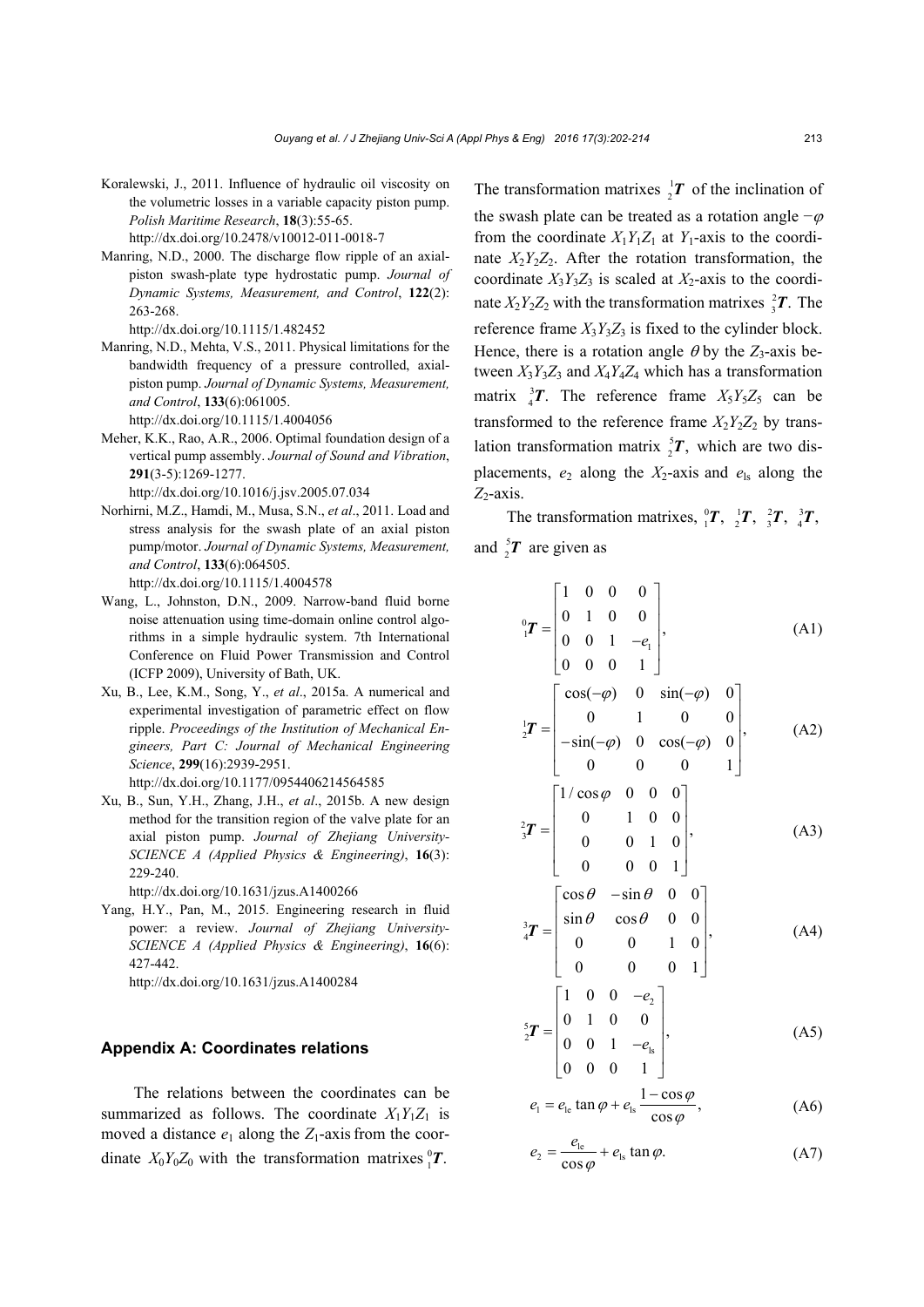Koralewski, J., 2011. Influence of hydraulic oil viscosity on the volumetric losses in a variable capacity piston pump. *Polish Maritime Research*, **18**(3):55-65. http://dx.doi.org/10.2478/v10012-011-0018-7

Manring, N.D., 2000. The discharge flow ripple of an axial-piston swash-plate type hydrostatic pump. *Journal of Dynamic Systems, Measurement, and Control*, **122**(2): 263-268. http://dx.doi.org/10.1115/1.482452

Manring, N.D., Mehta, V.S., 2011. Physical limitations for the bandwidth frequency of a pressure controlled, axial-piston pump. *Journal of Dynamic Systems, Measurement, and Control*, **133**(6):061005. http://dx.doi.org/10.1115/1.4004056

Meher, K.K., Rao, A.R., 2006. Optimal foundation design of a vertical pump assembly. *Journal of Sound and Vibration*, **291**(3-5):1269-1277. http://dx.doi.org/10.1016/j.jsv.2005.07.034

Norhirni, M.Z., Hamdi, M., Musa, S.N., *et al*., 2011. Load and stress analysis for the swash plate of an axial piston pump/motor. *Journal of Dynamic Systems, Measurement, and Control*, **133**(6):064505. http://dx.doi.org/10.1115/1.4004578

Wang, L., Johnston, D.N., 2009. Narrow-band fluid borne noise attenuation using time-domain online control algorithms in a simple hydraulic system. 7th International Conference on Fluid Power Transmission and Control (ICFP 2009), University of Bath, UK.

Xu, B., Lee, K.M., Song, Y., *et al*., 2015a. A numerical and experimental investigation of parametric effect on flow ripple. *Proceedings of the Institution of Mechanical Engineers, Part C: Journal of Mechanical Engineering Science*, **299**(16):2939-2951. http://dx.doi.org/10.1177/0954406214564585

Xu, B., Sun, Y.H., Zhang, J.H., *et al*., 2015b. A new design method for the transition region of the valve plate for an axial piston pump. *Journal of Zhejiang University-SCIENCE A (Applied Physics & Engineering)*, **16**(3): 229-240. http://dx.doi.org/10.1631/jzus.A1400266

Yang, H.Y., Pan, M., 2015. Engineering research in fluid power: a review. *Journal of Zhejiang University-SCIENCE A (Applied Physics & Engineering)*, **16**(6): 427-442. http://dx.doi.org/10.1631/jzus.A1400284

## Appendix A: Coordinates relations

The relations between the coordinates can be summarized as follows. The coordinate $X_1Y_1Z_1$ is moved a distance $e_1$ along the $Z_1$-axis from the coordinate $X_0Y_0Z_0$ with the transformation matrixes ${}_1^0\boldsymbol{T}$. The transformation matrixes ${}_2^1\boldsymbol{T}$ of the inclination of the swash plate can be treated as a rotation angle $-\varphi$ from the coordinate $X_1Y_1Z_1$ at $Y_1$-axis to the coordinate $X_2Y_2Z_2$. After the rotation transformation, the coordinate $X_3Y_3Z_3$ is scaled at $X_2$-axis to the coordinate $X_2Y_2Z_2$ with the transformation matrixes ${}_3^2\boldsymbol{T}$. The reference frame $X_3Y_3Z_3$ is fixed to the cylinder block. Hence, there is a rotation angle $\theta$ by the $Z_3$-axis between $X_3Y_3Z_3$ and $X_4Y_4Z_4$ which has a transformation matrix ${}_4^3\boldsymbol{T}$. The reference frame $X_5Y_5Z_5$ can be transformed to the reference frame $X_2Y_2Z_2$ by translation transformation matrix ${}_2^5\boldsymbol{T}$, which are two displacements, $e_2$ along the $X_2$-axis and $e_{\text{ls}}$ along the $Z_2$-axis.

The transformation matrixes, ${}_1^0\boldsymbol{T}$, ${}_2^1\boldsymbol{T}$, ${}_3^2\boldsymbol{T}$, ${}_4^3\boldsymbol{T}$, and ${}_2^5\boldsymbol{T}$ are given as

$$
{}_1^0\boldsymbol{T}=\begin{bmatrix}1 & 0 & 0 & 0\\ 0 & 1 & 0 & 0\\ 0 & 0 & 1 & -e_1\\ 0 & 0 & 0 & 1\end{bmatrix}, \tag{A1}
$$

$$
{}_2^1\boldsymbol{T}=\begin{bmatrix}\cos(-\varphi) & 0 & \sin(-\varphi) & 0\\ 0 & 1 & 0 & 0\\ -\sin(-\varphi) & 0 & \cos(-\varphi) & 0\\ 0 & 0 & 0 & 1\end{bmatrix}, \tag{A2}
$$

$$
{}_3^2\boldsymbol{T}=\begin{bmatrix}1/\cos\varphi & 0 & 0 & 0\\ 0 & 1 & 0 & 0\\ 0 & 0 & 1 & 0\\ 0 & 0 & 0 & 1\end{bmatrix}, \tag{A3}
$$

$$
{}_4^3\boldsymbol{T}=\begin{bmatrix}\cos\theta & -\sin\theta & 0 & 0\\ \sin\theta & \cos\theta & 0 & 0\\ 0 & 0 & 1 & 0\\ 0 & 0 & 0 & 1\end{bmatrix}, \tag{A4}
$$

$$
{}_2^5\boldsymbol{T}=\begin{bmatrix}1 & 0 & 0 & -e_2\\ 0 & 1 & 0 & 0\\ 0 & 0 & 1 & -e_{\text{ls}}\\ 0 & 0 & 0 & 1\end{bmatrix}, \tag{A5}
$$

$$
e_1=e_{\text{le}}\tan\varphi+e_{\text{ls}}\frac{1-\cos\varphi}{\cos\varphi}, \tag{A6}
$$

$$
e_2=\frac{e_{\text{le}}}{\cos\varphi}+e_{\text{ls}}\tan\varphi. \tag{A7}
$$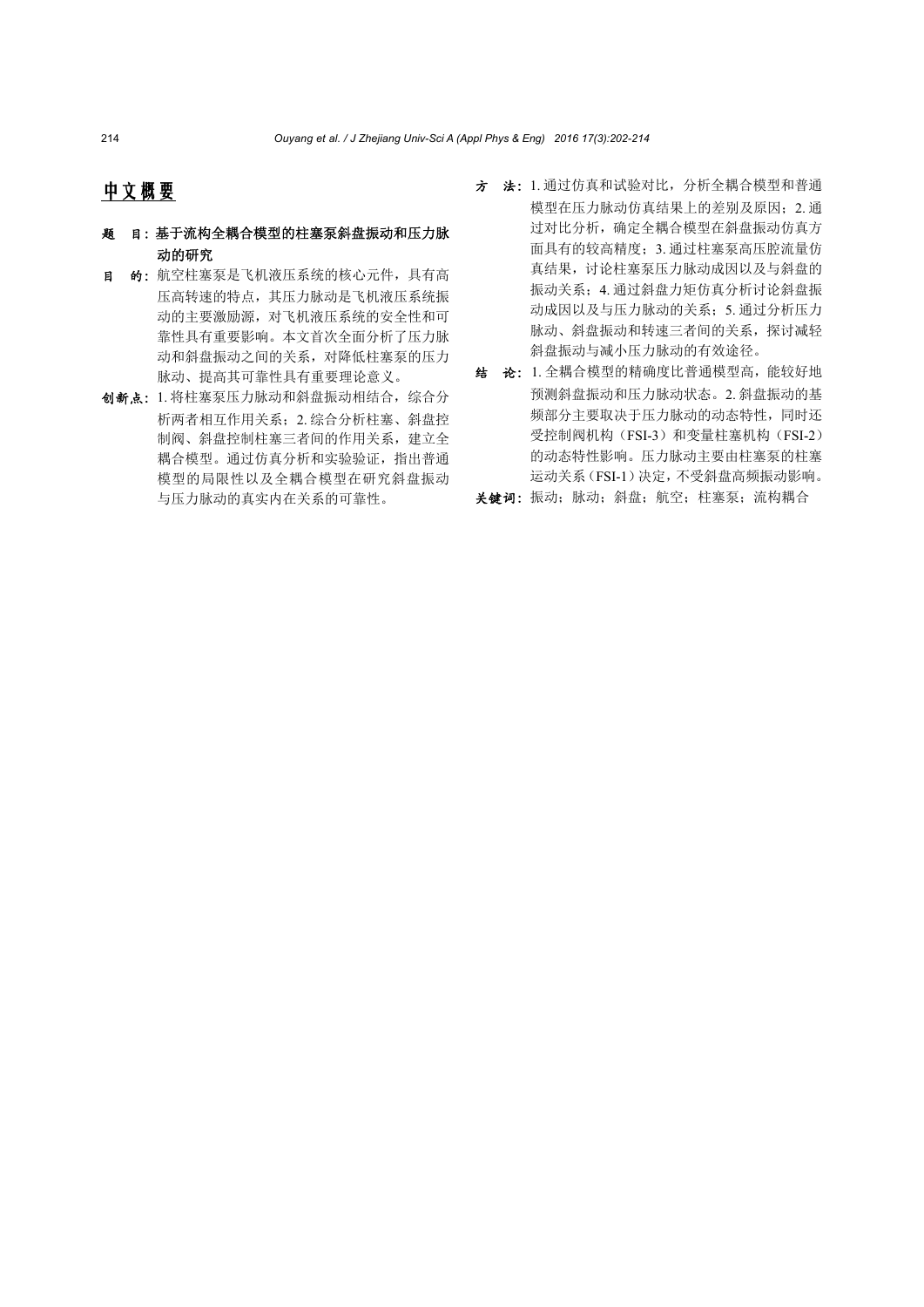## 中文概要

**题　目：基于流构全耦合模型的柱塞泵斜盘振动和压力脉动的研究**

**目　的：** 航空柱塞泵是飞机液压系统的核心元件，具有高压高转速的特点，其压力脉动是飞机液压系统振动的主要激励源，对飞机液压系统的安全性和可靠性具有重要影响。本文首次全面分析了压力脉动和斜盘振动之间的关系，对降低柱塞泵的压力脉动、提高其可靠性具有重要理论意义。

**创新点：** 1. 将柱塞泵压力脉动和斜盘振动相结合，综合分析两者相互作用关系；2. 综合分析柱塞、斜盘控制阀、斜盘控制柱塞三者间的作用关系，建立全耦合模型。通过仿真分析和实验验证，指出普通模型的局限性以及全耦合模型在研究斜盘振动与压力脉动的真实内在关系的可靠性。

**方　法：** 1. 通过仿真和试验对比，分析全耦合模型和普通模型在压力脉动仿真结果上的差别及原因；2. 通过对比分析，确定全耦合模型在斜盘振动仿真方面具有的较高精度；3. 通过柱塞泵高压腔流量仿真结果，讨论柱塞泵压力脉动成因以及与斜盘的振动关系；4. 通过斜盘力矩仿真分析讨论斜盘振动成因以及与压力脉动的关系；5. 通过分析压力脉动、斜盘振动和转速三者间的关系，探讨减轻斜盘振动与减小压力脉动的有效途径。

**结　论：** 1. 全耦合模型的精确度比普通模型高，能较好地预测斜盘振动和压力脉动状态。2. 斜盘振动的基频部分主要取决于压力脉动的动态特性，同时还受控制阀机构（FSI-3）和变量柱塞机构（FSI-2）的动态特性影响。压力脉动主要由柱塞泵的柱塞运动关系（FSI-1）决定，不受斜盘高频振动影响。

**关键词：** 振动；脉动；斜盘；航空；柱塞泵；流构耦合